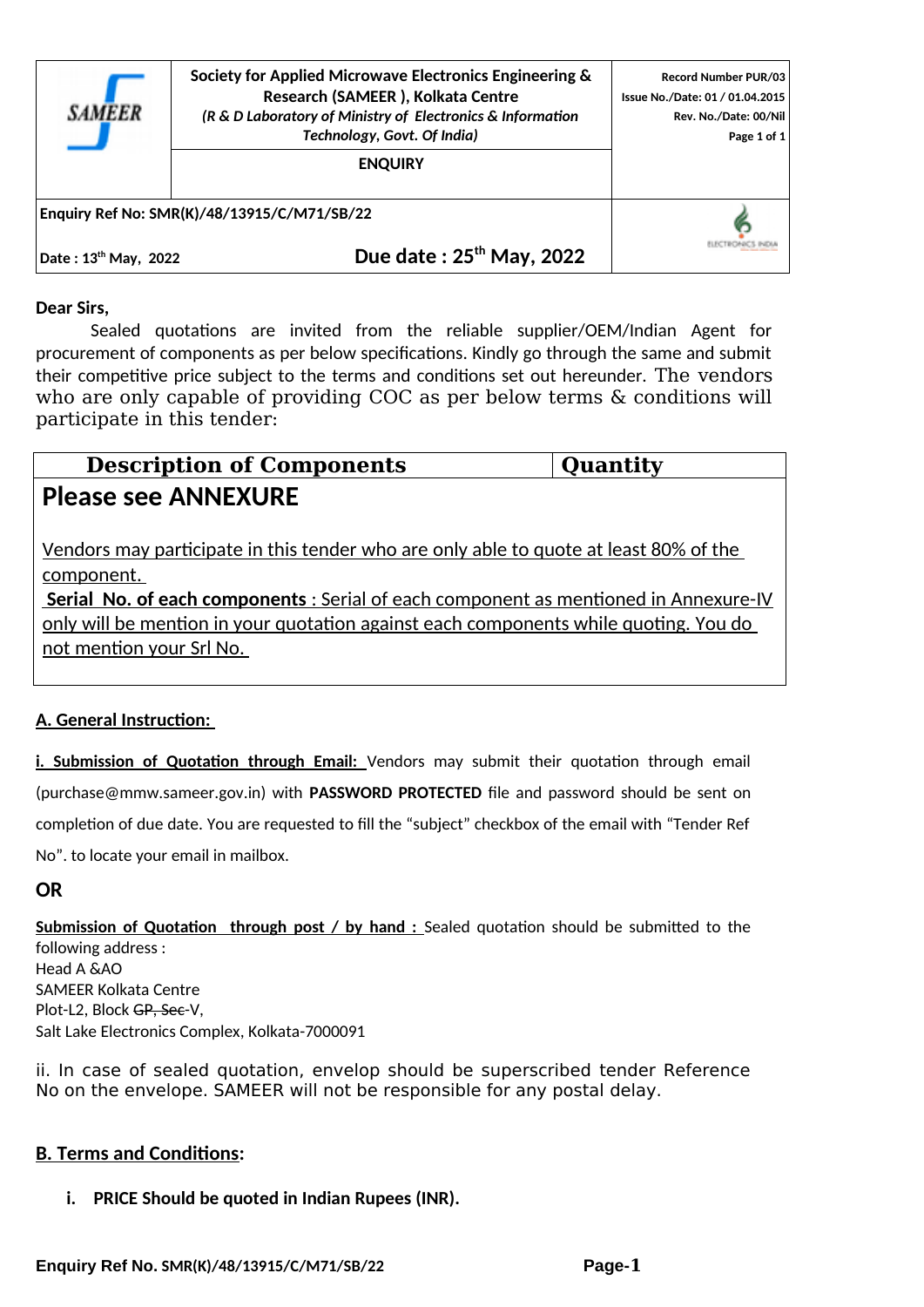| SAMEER | **Society for Applied Microwave Electronics Engineering & Research (SAMEER ), Kolkata Centre** *(R & D Laboratory of Ministry of Electronics & Information Technology, Govt. Of India)* | **Record Number PUR/03** **Issue No./Date: 01 / 01.04.2015** **Rev. No./Date: 00/Nil** **Page 1 of 1** |
|---|---|---|
| | **ENQUIRY** | |
| **Enquiry Ref No: SMR(K)/48/13915/C/M71/SB/22** **Date : 13th May, 2022** | **Due date : 25th May, 2022** | ELECTRONICS INDIA |

**Dear Sirs,**

Sealed quotations are invited from the reliable supplier/OEM/Indian Agent for procurement of components as per below specifications. Kindly go through the same and submit their competitive price subject to the terms and conditions set out hereunder. The vendors who are only capable of providing COC as per below terms & conditions will participate in this tender:

| Description of Components | Quantity |
|---|---|
| **Please see ANNEXURE**<br><br>Vendors may participate in this tender who are only able to quote at least 80% of the component.<br>**Serial No. of each components** : Serial of each component as mentioned in Annexure-IV only will be mention in your quotation against each components while quoting. You do not mention your Srl No. | |

## A. General Instruction:

**i. Submission of Quotation through Email:** Vendors may submit their quotation through email (purchase@mmw.sameer.gov.in) with **PASSWORD PROTECTED** file and password should be sent on completion of due date. You are requested to fill the "subject" checkbox of the email with "Tender Ref No". to locate your email in mailbox.

**OR**

**Submission of Quotation through post / by hand :** Sealed quotation should be submitted to the following address :
Head A &AO
SAMEER Kolkata Centre
Plot-L2, Block ~~GP, Sec~~-V,
Salt Lake Electronics Complex, Kolkata-7000091

ii. In case of sealed quotation, envelop should be superscribed tender Reference No on the envelope. SAMEER will not be responsible for any postal delay.

## B. Terms and Conditions:

i. **PRICE Should be quoted in Indian Rupees (INR).**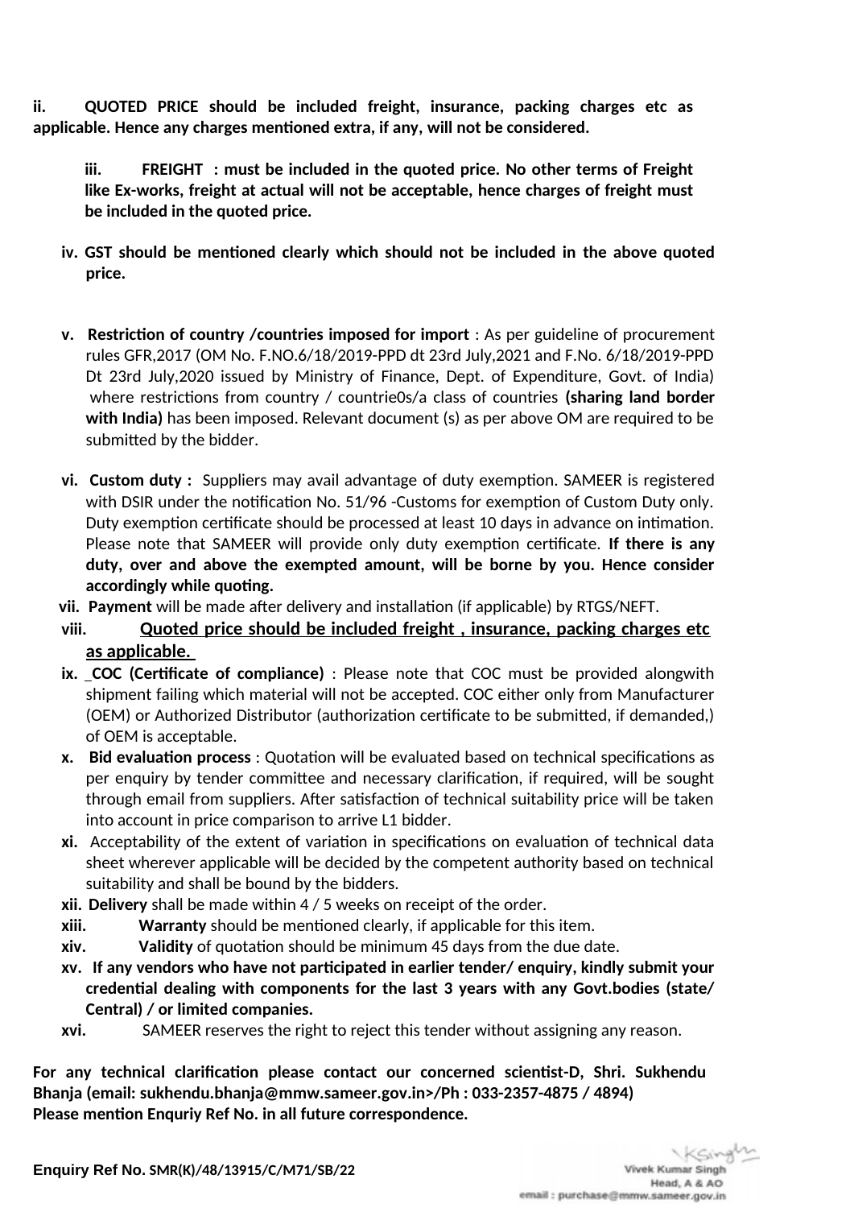ii. **QUOTED PRICE should be included freight, insurance, packing charges etc as applicable. Hence any charges mentioned extra, if any, will not be considered.**

iii. **FREIGHT : must be included in the quoted price. No other terms of Freight like Ex-works, freight at actual will not be acceptable, hence charges of freight must be included in the quoted price.**

iv. **GST should be mentioned clearly which should not be included in the above quoted price.**

v. **Restriction of country /countries imposed for import** : As per guideline of procurement rules GFR,2017 (OM No. F.NO.6/18/2019-PPD dt 23rd July,2021 and F.No. 6/18/2019-PPD Dt 23rd July,2020 issued by Ministry of Finance, Dept. of Expenditure, Govt. of India) where restrictions from country / countrie0s/a class of countries **(sharing land border with India)** has been imposed. Relevant document (s) as per above OM are required to be submitted by the bidder.

vi. **Custom duty :** Suppliers may avail advantage of duty exemption. SAMEER is registered with DSIR under the notification No. 51/96 -Customs for exemption of Custom Duty only. Duty exemption certificate should be processed at least 10 days in advance on intimation. Please note that SAMEER will provide only duty exemption certificate. **If there is any duty, over and above the exempted amount, will be borne by you. Hence consider accordingly while quoting.**

vii. **Payment** will be made after delivery and installation (if applicable) by RTGS/NEFT.

viii. **Quoted price should be included freight , insurance, packing charges etc as applicable.**

ix. **COC (Certificate of compliance)** : Please note that COC must be provided alongwith shipment failing which material will not be accepted. COC either only from Manufacturer (OEM) or Authorized Distributor (authorization certificate to be submitted, if demanded,) of OEM is acceptable.

x. **Bid evaluation process** : Quotation will be evaluated based on technical specifications as per enquiry by tender committee and necessary clarification, if required, will be sought through email from suppliers. After satisfaction of technical suitability price will be taken into account in price comparison to arrive L1 bidder.

xi. Acceptability of the extent of variation in specifications on evaluation of technical data sheet wherever applicable will be decided by the competent authority based on technical suitability and shall be bound by the bidders.

xii. **Delivery** shall be made within 4 / 5 weeks on receipt of the order.

xiii. **Warranty** should be mentioned clearly, if applicable for this item.

xiv. **Validity** of quotation should be minimum 45 days from the due date.

xv. **If any vendors who have not participated in earlier tender/ enquiry, kindly submit your credential dealing with components for the last 3 years with any Govt.bodies (state/ Central) / or limited companies.**

xvi. SAMEER reserves the right to reject this tender without assigning any reason.

**For any technical clarification please contact our concerned scientist-D, Shri. Sukhendu Bhanja (email: sukhendu.bhanja@mmw.sameer.gov.in>/Ph : 033-2357-4875 / 4894)**
**Please mention Enquriy Ref No. in all future correspondence.**

**Enquiry Ref No. SMR(K)/48/13915/C/M71/SB/22**

Vivek Kumar Singh
Head, A & AO
email : purchase@mmw.sameer.gov.in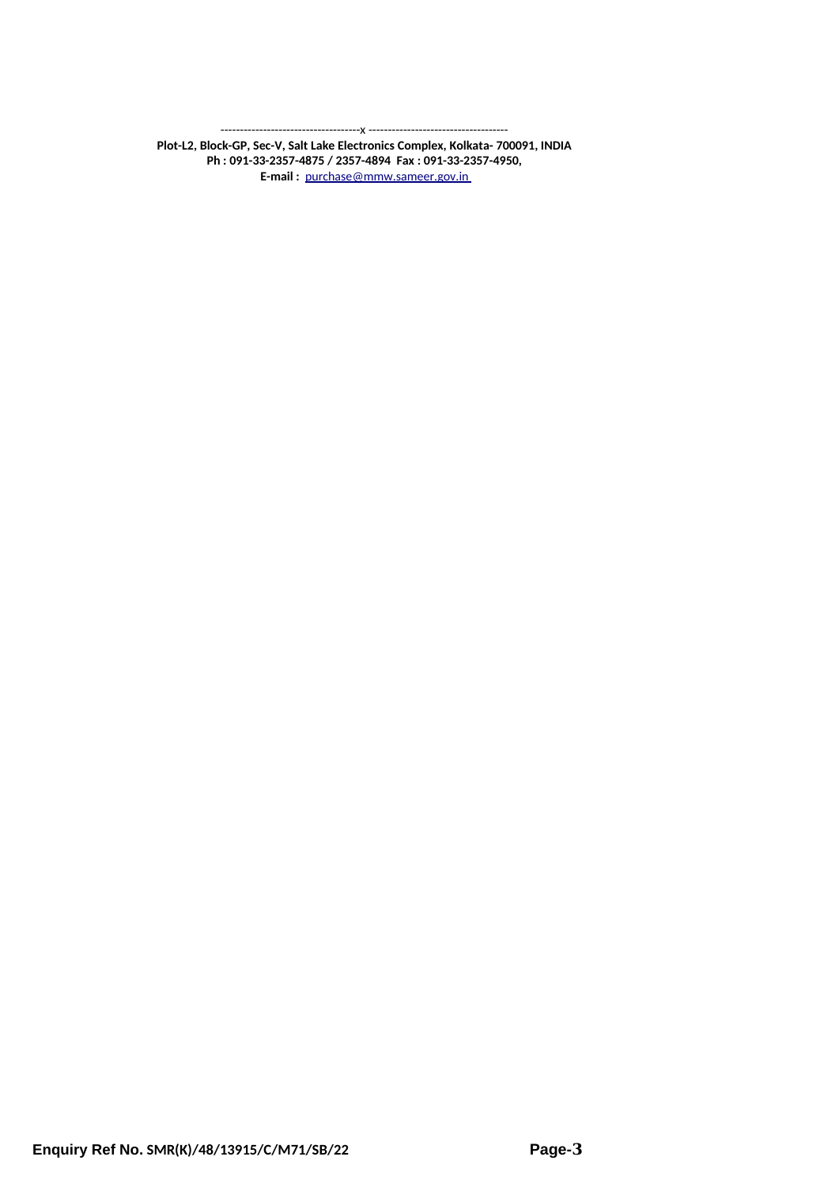------------------------------------x ------------------------------------

**Plot-L2, Block-GP, Sec-V, Salt Lake Electronics Complex, Kolkata- 700091, INDIA**
**Ph : 091-33-2357-4875 / 2357-4894 Fax : 091-33-2357-4950,**
**E-mail :** purchase@mmw.sameer.gov.in

**Enquiry Ref No. SMR(K)/48/13915/C/M71/SB/22**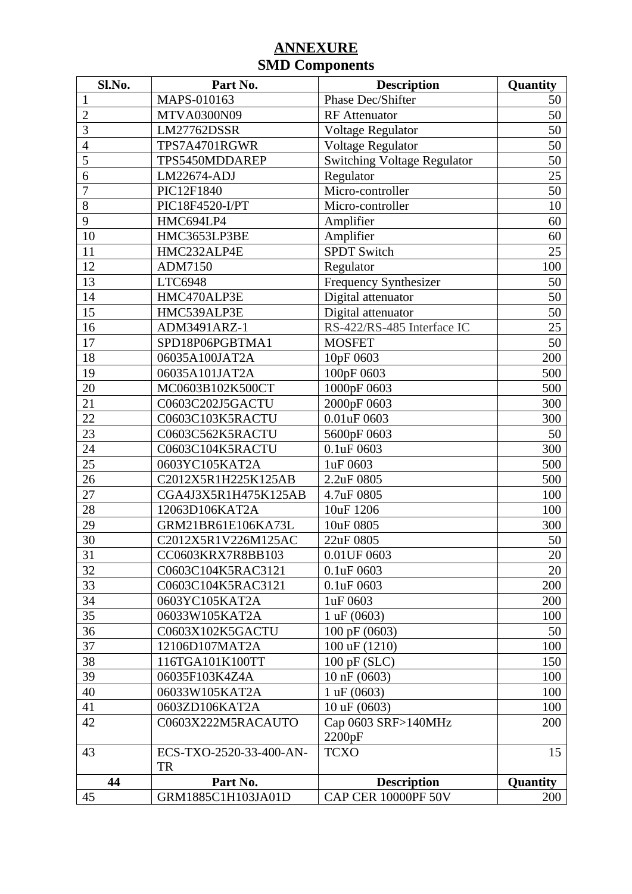# ANNEXURE

## SMD Components

| Sl.No. | Part No. | Description | Quantity |
|---|---|---|---|
| 1 | MAPS-010163 | Phase Dec/Shifter | 50 |
| 2 | MTVA0300N09 | RF Attenuator | 50 |
| 3 | LM27762DSSR | Voltage Regulator | 50 |
| 4 | TPS7A4701RGWR | Voltage Regulator | 50 |
| 5 | TPS5450MDDAREP | Switching Voltage Regulator | 50 |
| 6 | LM22674-ADJ | Regulator | 25 |
| 7 | PIC12F1840 | Micro-controller | 50 |
| 8 | PIC18F4520-I/PT | Micro-controller | 10 |
| 9 | HMC694LP4 | Amplifier | 60 |
| 10 | HMC3653LP3BE | Amplifier | 60 |
| 11 | HMC232ALP4E | SPDT Switch | 25 |
| 12 | ADM7150 | Regulator | 100 |
| 13 | LTC6948 | Frequency Synthesizer | 50 |
| 14 | HMC470ALP3E | Digital attenuator | 50 |
| 15 | HMC539ALP3E | Digital attenuator | 50 |
| 16 | ADM3491ARZ-1 | RS-422/RS-485 Interface IC | 25 |
| 17 | SPD18P06PGBTMA1 | MOSFET | 50 |
| 18 | 06035A100JAT2A | 10pF 0603 | 200 |
| 19 | 06035A101JAT2A | 100pF 0603 | 500 |
| 20 | MC0603B102K500CT | 1000pF 0603 | 500 |
| 21 | C0603C202J5GACTU | 2000pF 0603 | 300 |
| 22 | C0603C103K5RACTU | 0.01uF 0603 | 300 |
| 23 | C0603C562K5RACTU | 5600pF 0603 | 50 |
| 24 | C0603C104K5RACTU | 0.1uF 0603 | 300 |
| 25 | 0603YC105KAT2A | 1uF 0603 | 500 |
| 26 | C2012X5R1H225K125AB | 2.2uF 0805 | 500 |
| 27 | CGA4J3X5R1H475K125AB | 4.7uF 0805 | 100 |
| 28 | 12063D106KAT2A | 10uF 1206 | 100 |
| 29 | GRM21BR61E106KA73L | 10uF 0805 | 300 |
| 30 | C2012X5R1V226M125AC | 22uF 0805 | 50 |
| 31 | CC0603KRX7R8BB103 | 0.01UF 0603 | 20 |
| 32 | C0603C104K5RAC3121 | 0.1uF 0603 | 20 |
| 33 | C0603C104K5RAC3121 | 0.1uF 0603 | 200 |
| 34 | 0603YC105KAT2A | 1uF 0603 | 200 |
| 35 | 06033W105KAT2A | 1 uF (0603) | 100 |
| 36 | C0603X102K5GACTU | 100 pF (0603) | 50 |
| 37 | 12106D107MAT2A | 100 uF (1210) | 100 |
| 38 | 116TGA101K100TT | 100 pF (SLC) | 150 |
| 39 | 06035F103K4Z4A | 10 nF (0603) | 100 |
| 40 | 06033W105KAT2A | 1 uF (0603) | 100 |
| 41 | 0603ZD106KAT2A | 10 uF (0603) | 100 |
| 42 | C0603X222M5RACAUTO | Cap 0603 SRF>140MHz 2200pF | 200 |
| 43 | ECS-TXO-2520-33-400-AN-TR | TCXO | 15 |
| **44** | **Part No.** | **Description** | **Quantity** |
| 45 | GRM1885C1H103JA01D | CAP CER 10000PF 50V | 200 |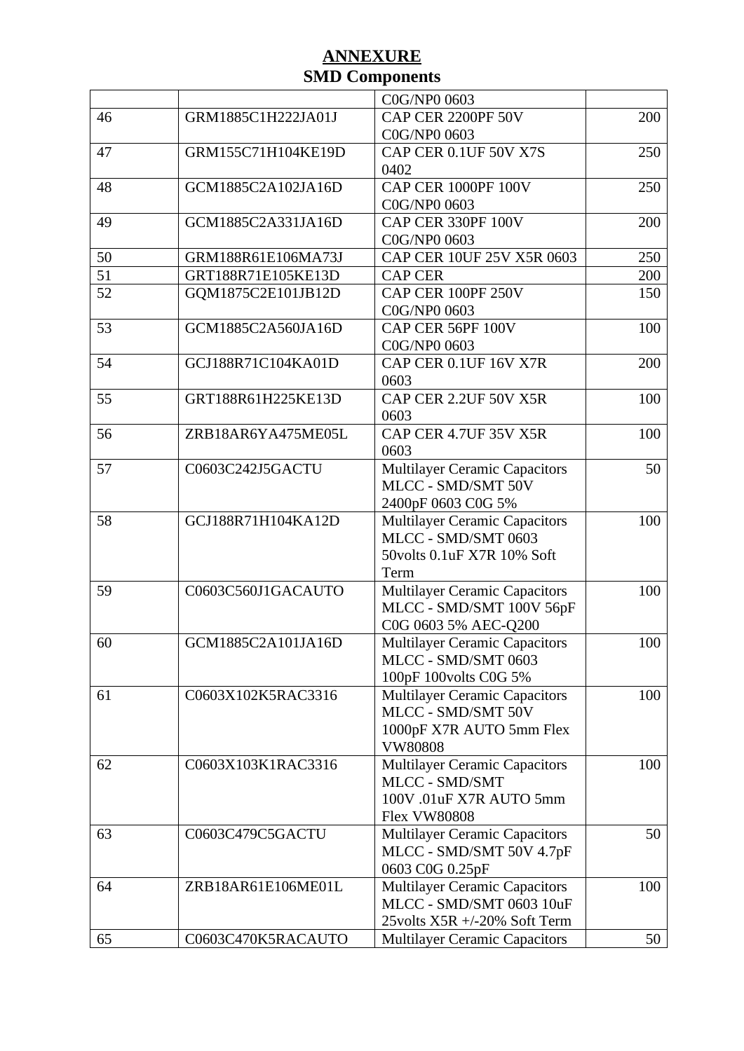# ANNEXURE

## SMD Components

| | | | |
|---|---|---|---|
| | | C0G/NP0 0603 | |
| 46 | GRM1885C1H222JA01J | CAP CER 2200PF 50V C0G/NP0 0603 | 200 |
| 47 | GRM155C71H104KE19D | CAP CER 0.1UF 50V X7S 0402 | 250 |
| 48 | GCM1885C2A102JA16D | CAP CER 1000PF 100V C0G/NP0 0603 | 250 |
| 49 | GCM1885C2A331JA16D | CAP CER 330PF 100V C0G/NP0 0603 | 200 |
| 50 | GRM188R61E106MA73J | CAP CER 10UF 25V X5R 0603 | 250 |
| 51 | GRT188R71E105KE13D | CAP CER | 200 |
| 52 | GQM1875C2E101JB12D | CAP CER 100PF 250V C0G/NP0 0603 | 150 |
| 53 | GCM1885C2A560JA16D | CAP CER 56PF 100V C0G/NP0 0603 | 100 |
| 54 | GCJ188R71C104KA01D | CAP CER 0.1UF 16V X7R 0603 | 200 |
| 55 | GRT188R61H225KE13D | CAP CER 2.2UF 50V X5R 0603 | 100 |
| 56 | ZRB18AR6YA475ME05L | CAP CER 4.7UF 35V X5R 0603 | 100 |
| 57 | C0603C242J5GACTU | Multilayer Ceramic Capacitors MLCC - SMD/SMT 50V 2400pF 0603 C0G 5% | 50 |
| 58 | GCJ188R71H104KA12D | Multilayer Ceramic Capacitors MLCC - SMD/SMT 0603 50volts 0.1uF X7R 10% Soft Term | 100 |
| 59 | C0603C560J1GACAUTO | Multilayer Ceramic Capacitors MLCC - SMD/SMT 100V 56pF C0G 0603 5% AEC-Q200 | 100 |
| 60 | GCM1885C2A101JA16D | Multilayer Ceramic Capacitors MLCC - SMD/SMT 0603 100pF 100volts C0G 5% | 100 |
| 61 | C0603X102K5RAC3316 | Multilayer Ceramic Capacitors MLCC - SMD/SMT 50V 1000pF X7R AUTO 5mm Flex VW80808 | 100 |
| 62 | C0603X103K1RAC3316 | Multilayer Ceramic Capacitors MLCC - SMD/SMT 100V .01uF X7R AUTO 5mm Flex VW80808 | 100 |
| 63 | C0603C479C5GACTU | Multilayer Ceramic Capacitors MLCC - SMD/SMT 50V 4.7pF 0603 C0G 0.25pF | 50 |
| 64 | ZRB18AR61E106ME01L | Multilayer Ceramic Capacitors MLCC - SMD/SMT 0603 10uF 25volts X5R +/-20% Soft Term | 100 |
| 65 | C0603C470K5RACAUTO | Multilayer Ceramic Capacitors | 50 |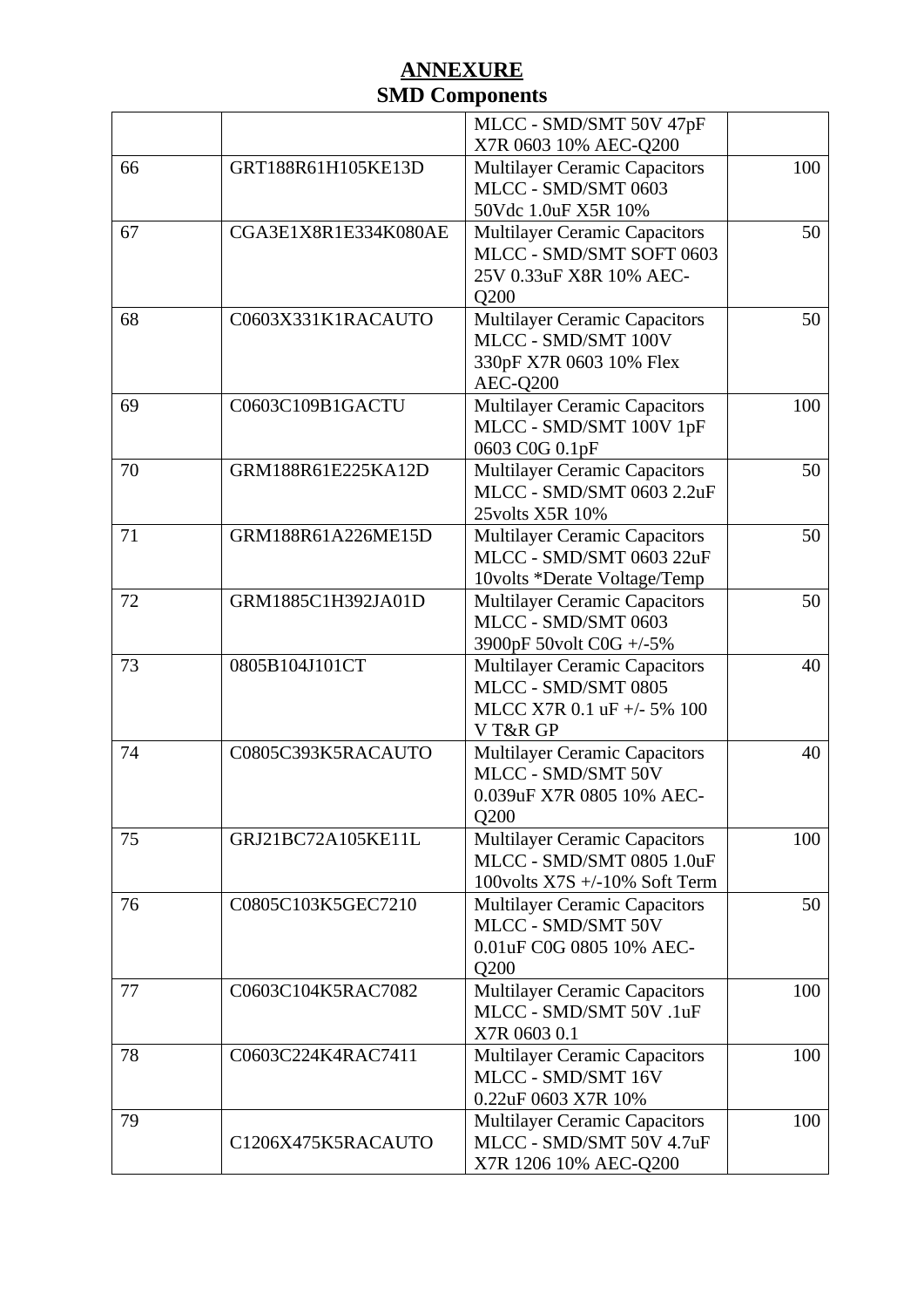# ANNEXURE
## SMD Components

| | | | |
|---|---|---|---|
| | | MLCC - SMD/SMT 50V 47pF X7R 0603 10% AEC-Q200 | |
| 66 | GRT188R61H105KE13D | Multilayer Ceramic Capacitors MLCC - SMD/SMT 0603 50Vdc 1.0uF X5R 10% | 100 |
| 67 | CGA3E1X8R1E334K080AE | Multilayer Ceramic Capacitors MLCC - SMD/SMT SOFT 0603 25V 0.33uF X8R 10% AEC-Q200 | 50 |
| 68 | C0603X331K1RACAUTO | Multilayer Ceramic Capacitors MLCC - SMD/SMT 100V 330pF X7R 0603 10% Flex AEC-Q200 | 50 |
| 69 | C0603C109B1GACTU | Multilayer Ceramic Capacitors MLCC - SMD/SMT 100V 1pF 0603 C0G 0.1pF | 100 |
| 70 | GRM188R61E225KA12D | Multilayer Ceramic Capacitors MLCC - SMD/SMT 0603 2.2uF 25volts X5R 10% | 50 |
| 71 | GRM188R61A226ME15D | Multilayer Ceramic Capacitors MLCC - SMD/SMT 0603 22uF 10volts *Derate Voltage/Temp | 50 |
| 72 | GRM1885C1H392JA01D | Multilayer Ceramic Capacitors MLCC - SMD/SMT 0603 3900pF 50volt C0G +/-5% | 50 |
| 73 | 0805B104J101CT | Multilayer Ceramic Capacitors MLCC - SMD/SMT 0805 MLCC X7R 0.1 uF +/- 5% 100 V T&R GP | 40 |
| 74 | C0805C393K5RACAUTO | Multilayer Ceramic Capacitors MLCC - SMD/SMT 50V 0.039uF X7R 0805 10% AEC-Q200 | 40 |
| 75 | GRJ21BC72A105KE11L | Multilayer Ceramic Capacitors MLCC - SMD/SMT 0805 1.0uF 100volts X7S +/-10% Soft Term | 100 |
| 76 | C0805C103K5GEC7210 | Multilayer Ceramic Capacitors MLCC - SMD/SMT 50V 0.01uF C0G 0805 10% AEC-Q200 | 50 |
| 77 | C0603C104K5RAC7082 | Multilayer Ceramic Capacitors MLCC - SMD/SMT 50V .1uF X7R 0603 0.1 | 100 |
| 78 | C0603C224K4RAC7411 | Multilayer Ceramic Capacitors MLCC - SMD/SMT 16V 0.22uF 0603 X7R 10% | 100 |
| 79 | C1206X475K5RACAUTO | Multilayer Ceramic Capacitors MLCC - SMD/SMT 50V 4.7uF X7R 1206 10% AEC-Q200 | 100 |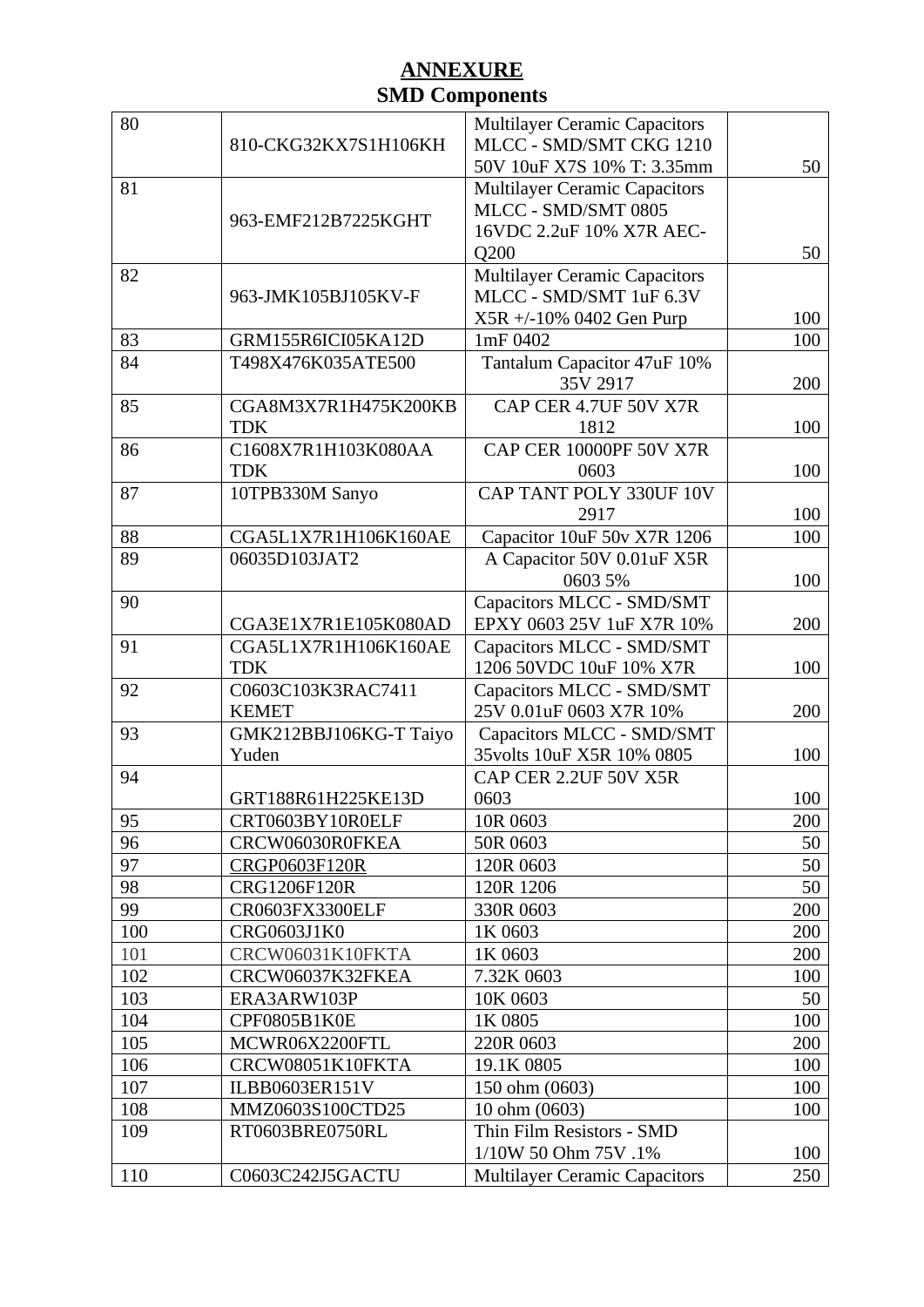# ANNEXURE

## SMD Components

| | | | |
|---|---|---|---|
| 80 | 810-CKG32KX7S1H106KH | Multilayer Ceramic Capacitors MLCC - SMD/SMT CKG 1210 50V 10uF X7S 10% T: 3.35mm | 50 |
| 81 | 963-EMF212B7225KGHT | Multilayer Ceramic Capacitors MLCC - SMD/SMT 0805 16VDC 2.2uF 10% X7R AEC-Q200 | 50 |
| 82 | 963-JMK105BJ105KV-F | Multilayer Ceramic Capacitors MLCC - SMD/SMT 1uF 6.3V X5R +/-10% 0402 Gen Purp | 100 |
| 83 | GRM155R6ICI05KA12D | 1mF 0402 | 100 |
| 84 | T498X476K035ATE500 | Tantalum Capacitor 47uF 10% 35V 2917 | 200 |
| 85 | CGA8M3X7R1H475K200KB TDK | CAP CER 4.7UF 50V X7R 1812 | 100 |
| 86 | C1608X7R1H103K080AA TDK | CAP CER 10000PF 50V X7R 0603 | 100 |
| 87 | 10TPB330M Sanyo | CAP TANT POLY 330UF 10V 2917 | 100 |
| 88 | CGA5L1X7R1H106K160AE | Capacitor 10uF 50v X7R 1206 | 100 |
| 89 | 06035D103JAT2 | A Capacitor 50V 0.01uF X5R 0603 5% | 100 |
| 90 | CGA3E1X7R1E105K080AD | Capacitors MLCC - SMD/SMT EPXY 0603 25V 1uF X7R 10% | 200 |
| 91 | CGA5L1X7R1H106K160AE TDK | Capacitors MLCC - SMD/SMT 1206 50VDC 10uF 10% X7R | 100 |
| 92 | C0603C103K3RAC7411 KEMET | Capacitors MLCC - SMD/SMT 25V 0.01uF 0603 X7R 10% | 200 |
| 93 | GMK212BBJ106KG-T Taiyo Yuden | Capacitors MLCC - SMD/SMT 35volts 10uF X5R 10% 0805 | 100 |
| 94 | GRT188R61H225KE13D | CAP CER 2.2UF 50V X5R 0603 | 100 |
| 95 | CRT0603BY10R0ELF | 10R 0603 | 200 |
| 96 | CRCW06030R0FKEA | 50R 0603 | 50 |
| 97 | CRGP0603F120R | 120R 0603 | 50 |
| 98 | CRG1206F120R | 120R 1206 | 50 |
| 99 | CR0603FX3300ELF | 330R 0603 | 200 |
| 100 | CRG0603J1K0 | 1K 0603 | 200 |
| 101 | CRCW06031K10FKTA | 1K 0603 | 200 |
| 102 | CRCW06037K32FKEA | 7.32K 0603 | 100 |
| 103 | ERA3ARW103P | 10K 0603 | 50 |
| 104 | CPF0805B1K0E | 1K 0805 | 100 |
| 105 | MCWR06X2200FTL | 220R 0603 | 200 |
| 106 | CRCW08051K10FKTA | 19.1K 0805 | 100 |
| 107 | ILBB0603ER151V | 150 ohm (0603) | 100 |
| 108 | MMZ0603S100CTD25 | 10 ohm (0603) | 100 |
| 109 | RT0603BRE0750RL | Thin Film Resistors - SMD 1/10W 50 Ohm 75V .1% | 100 |
| 110 | C0603C242J5GACTU | Multilayer Ceramic Capacitors | 250 |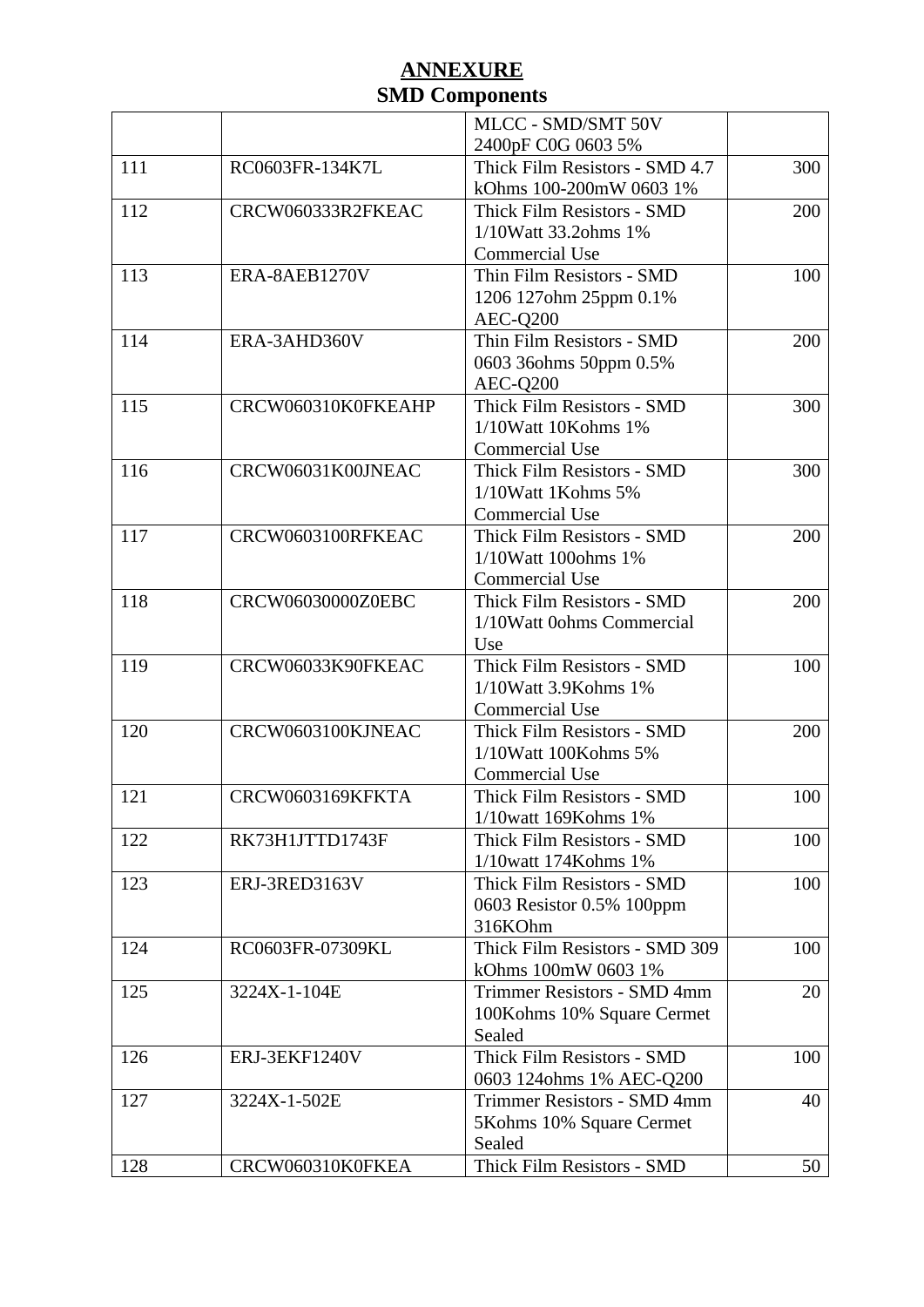## ANNEXURE

## SMD Components

| | | | |
|---|---|---|---|
| | | MLCC - SMD/SMT 50V 2400pF C0G 0603 5% | |
| 111 | RC0603FR-134K7L | Thick Film Resistors - SMD 4.7 kOhms 100-200mW 0603 1% | 300 |
| 112 | CRCW060333R2FKEAC | Thick Film Resistors - SMD 1/10Watt 33.2ohms 1% Commercial Use | 200 |
| 113 | ERA-8AEB1270V | Thin Film Resistors - SMD 1206 127ohm 25ppm 0.1% AEC-Q200 | 100 |
| 114 | ERA-3AHD360V | Thin Film Resistors - SMD 0603 36ohms 50ppm 0.5% AEC-Q200 | 200 |
| 115 | CRCW060310K0FKEAHP | Thick Film Resistors - SMD 1/10Watt 10Kohms 1% Commercial Use | 300 |
| 116 | CRCW06031K00JNEAC | Thick Film Resistors - SMD 1/10Watt 1Kohms 5% Commercial Use | 300 |
| 117 | CRCW0603100RFKEAC | Thick Film Resistors - SMD 1/10Watt 100ohms 1% Commercial Use | 200 |
| 118 | CRCW06030000Z0EBC | Thick Film Resistors - SMD 1/10Watt 0ohms Commercial Use | 200 |
| 119 | CRCW06033K90FKEAC | Thick Film Resistors - SMD 1/10Watt 3.9Kohms 1% Commercial Use | 100 |
| 120 | CRCW0603100KJNEAC | Thick Film Resistors - SMD 1/10Watt 100Kohms 5% Commercial Use | 200 |
| 121 | CRCW0603169KFKTA | Thick Film Resistors - SMD 1/10watt 169Kohms 1% | 100 |
| 122 | RK73H1JTTD1743F | Thick Film Resistors - SMD 1/10watt 174Kohms 1% | 100 |
| 123 | ERJ-3RED3163V | Thick Film Resistors - SMD 0603 Resistor 0.5% 100ppm 316KOhm | 100 |
| 124 | RC0603FR-07309KL | Thick Film Resistors - SMD 309 kOhms 100mW 0603 1% | 100 |
| 125 | 3224X-1-104E | Trimmer Resistors - SMD 4mm 100Kohms 10% Square Cermet Sealed | 20 |
| 126 | ERJ-3EKF1240V | Thick Film Resistors - SMD 0603 124ohms 1% AEC-Q200 | 100 |
| 127 | 3224X-1-502E | Trimmer Resistors - SMD 4mm 5Kohms 10% Square Cermet Sealed | 40 |
| 128 | CRCW060310K0FKEA | Thick Film Resistors - SMD | 50 |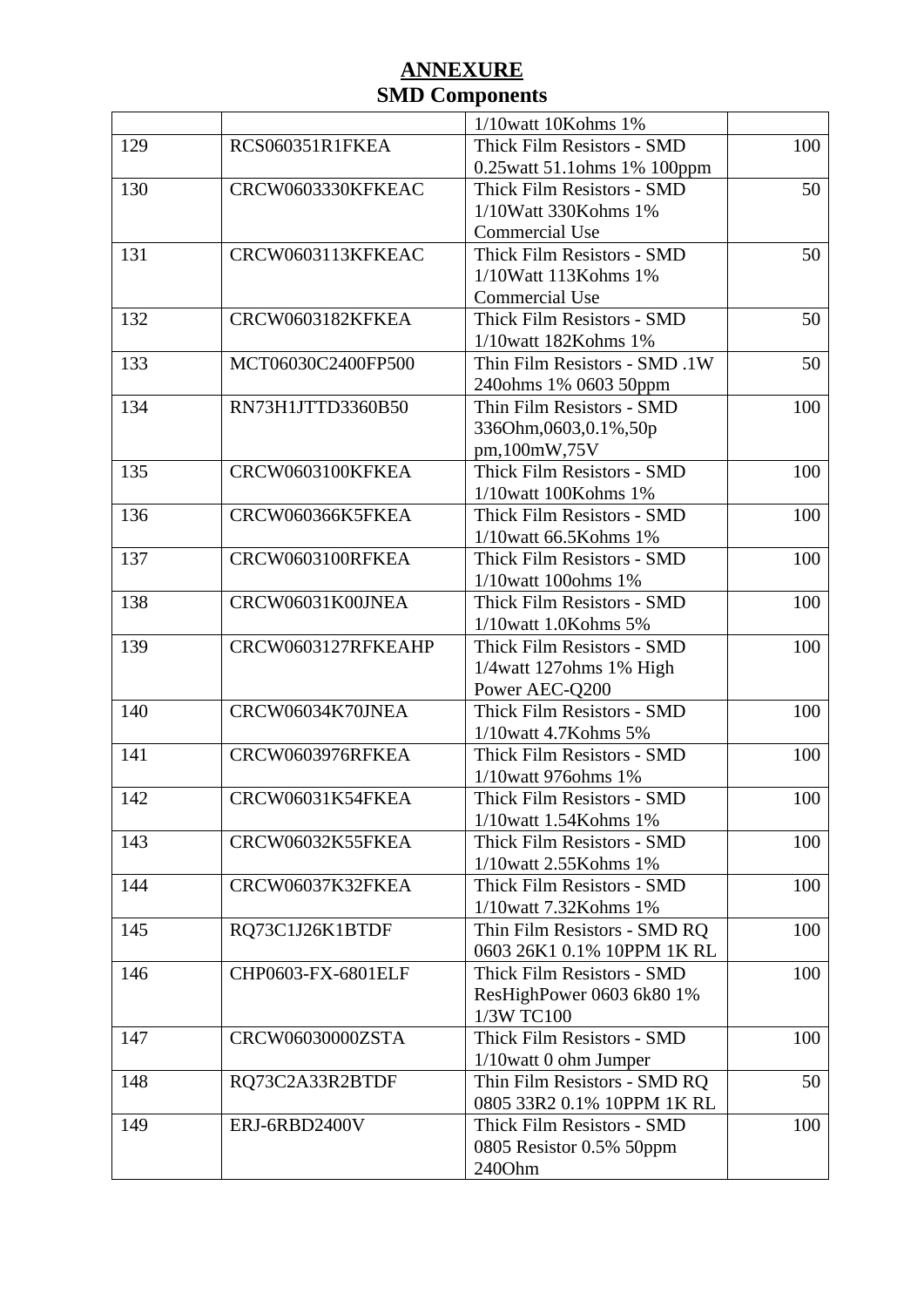# ANNEXURE

## SMD Components

| | | | |
|---|---|---|---|
| | | 1/10watt 10Kohms 1% | |
| 129 | RCS060351R1FKEA | Thick Film Resistors - SMD 0.25watt 51.1ohms 1% 100ppm | 100 |
| 130 | CRCW0603330KFKEAC | Thick Film Resistors - SMD 1/10Watt 330Kohms 1% Commercial Use | 50 |
| 131 | CRCW0603113KFKEAC | Thick Film Resistors - SMD 1/10Watt 113Kohms 1% Commercial Use | 50 |
| 132 | CRCW0603182KFKEA | Thick Film Resistors - SMD 1/10watt 182Kohms 1% | 50 |
| 133 | MCT06030C2400FP500 | Thin Film Resistors - SMD .1W 240ohms 1% 0603 50ppm | 50 |
| 134 | RN73H1JTTD3360B50 | Thin Film Resistors - SMD 336Ohm,0603,0.1%,50p pm,100mW,75V | 100 |
| 135 | CRCW0603100KFKEA | Thick Film Resistors - SMD 1/10watt 100Kohms 1% | 100 |
| 136 | CRCW060366K5FKEA | Thick Film Resistors - SMD 1/10watt 66.5Kohms 1% | 100 |
| 137 | CRCW0603100RFKEA | Thick Film Resistors - SMD 1/10watt 100ohms 1% | 100 |
| 138 | CRCW06031K00JNEA | Thick Film Resistors - SMD 1/10watt 1.0Kohms 5% | 100 |
| 139 | CRCW0603127RFKEAHP | Thick Film Resistors - SMD 1/4watt 127ohms 1% High Power AEC-Q200 | 100 |
| 140 | CRCW06034K70JNEA | Thick Film Resistors - SMD 1/10watt 4.7Kohms 5% | 100 |
| 141 | CRCW0603976RFKEA | Thick Film Resistors - SMD 1/10watt 976ohms 1% | 100 |
| 142 | CRCW06031K54FKEA | Thick Film Resistors - SMD 1/10watt 1.54Kohms 1% | 100 |
| 143 | CRCW06032K55FKEA | Thick Film Resistors - SMD 1/10watt 2.55Kohms 1% | 100 |
| 144 | CRCW06037K32FKEA | Thick Film Resistors - SMD 1/10watt 7.32Kohms 1% | 100 |
| 145 | RQ73C1J26K1BTDF | Thin Film Resistors - SMD RQ 0603 26K1 0.1% 10PPM 1K RL | 100 |
| 146 | CHP0603-FX-6801ELF | Thick Film Resistors - SMD ResHighPower 0603 6k80 1% 1/3W TC100 | 100 |
| 147 | CRCW06030000ZSTA | Thick Film Resistors - SMD 1/10watt 0 ohm Jumper | 100 |
| 148 | RQ73C2A33R2BTDF | Thin Film Resistors - SMD RQ 0805 33R2 0.1% 10PPM 1K RL | 50 |
| 149 | ERJ-6RBD2400V | Thick Film Resistors - SMD 0805 Resistor 0.5% 50ppm 240Ohm | 100 |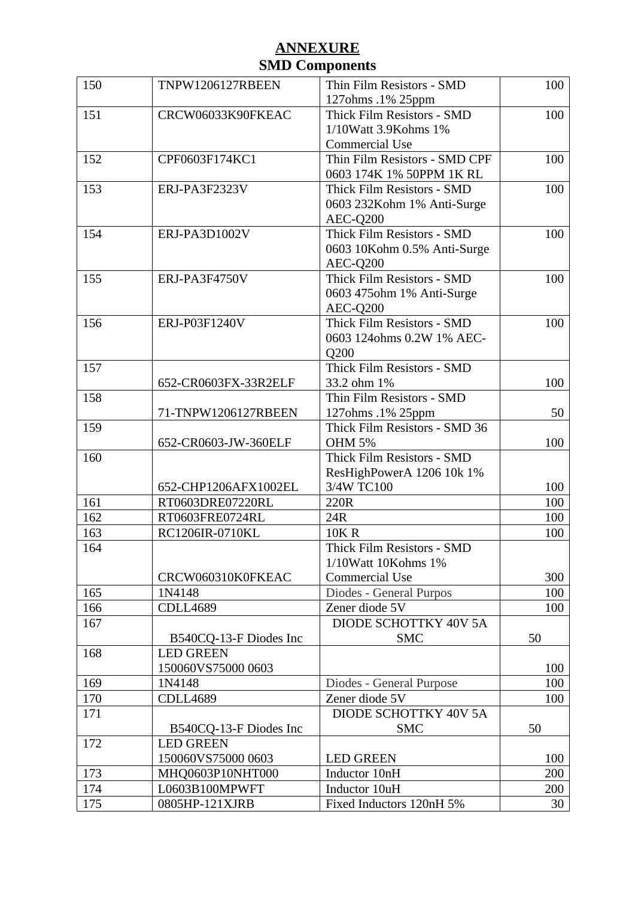# ANNEXURE

## SMD Components

| 150 | TNPW1206127RBEEN | Thin Film Resistors - SMD 127ohms .1% 25ppm | 100 |
|---|---|---|---|
| 151 | CRCW06033K90FKEAC | Thick Film Resistors - SMD 1/10Watt 3.9Kohms 1% Commercial Use | 100 |
| 152 | CPF0603F174KC1 | Thin Film Resistors - SMD CPF 0603 174K 1% 50PPM 1K RL | 100 |
| 153 | ERJ-PA3F2323V | Thick Film Resistors - SMD 0603 232Kohm 1% Anti-Surge AEC-Q200 | 100 |
| 154 | ERJ-PA3D1002V | Thick Film Resistors - SMD 0603 10Kohm 0.5% Anti-Surge AEC-Q200 | 100 |
| 155 | ERJ-PA3F4750V | Thick Film Resistors - SMD 0603 475ohm 1% Anti-Surge AEC-Q200 | 100 |
| 156 | ERJ-P03F1240V | Thick Film Resistors - SMD 0603 124ohms 0.2W 1% AEC-Q200 | 100 |
| 157 | 652-CR0603FX-33R2ELF | Thick Film Resistors - SMD 33.2 ohm 1% | 100 |
| 158 | 71-TNPW1206127RBEEN | Thin Film Resistors - SMD 127ohms .1% 25ppm | 50 |
| 159 | 652-CR0603-JW-360ELF | Thick Film Resistors - SMD 36 OHM 5% | 100 |
| 160 | 652-CHP1206AFX1002EL | Thick Film Resistors - SMD ResHighPowerA 1206 10k 1% 3/4W TC100 | 100 |
| 161 | RT0603DRE07220RL | 220R | 100 |
| 162 | RT0603FRE0724RL | 24R | 100 |
| 163 | RC1206IR-0710KL | 10K R | 100 |
| 164 | CRCW060310K0FKEAC | Thick Film Resistors - SMD 1/10Watt 10Kohms 1% Commercial Use | 300 |
| 165 | 1N4148 | Diodes - General Purpos | 100 |
| 166 | CDLL4689 | Zener diode 5V | 100 |
| 167 | B540CQ-13-F Diodes Inc | DIODE SCHOTTKY 40V 5A SMC | 50 |
| 168 | LED GREEN 150060VS75000 0603 | | 100 |
| 169 | 1N4148 | Diodes - General Purpose | 100 |
| 170 | CDLL4689 | Zener diode 5V | 100 |
| 171 | B540CQ-13-F Diodes Inc | DIODE SCHOTTKY 40V 5A SMC | 50 |
| 172 | LED GREEN 150060VS75000 0603 | LED GREEN | 100 |
| 173 | MHQ0603P10NHT000 | Inductor 10nH | 200 |
| 174 | L0603B100MPWFT | Inductor 10uH | 200 |
| 175 | 0805HP-121XJRB | Fixed Inductors 120nH 5% | 30 |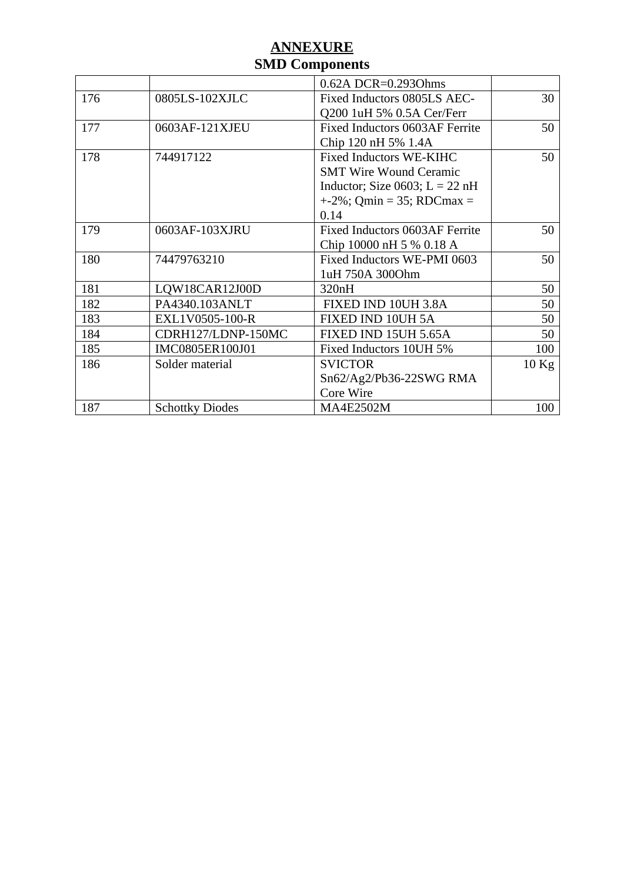# ANNEXURE

## SMD Components

| | | | |
|---|---|---|---|
| | | 0.62A DCR=0.293Ohms | |
| 176 | 0805LS-102XJLC | Fixed Inductors 0805LS AEC-Q200 1uH 5% 0.5A Cer/Ferr | 30 |
| 177 | 0603AF-121XJEU | Fixed Inductors 0603AF Ferrite Chip 120 nH 5% 1.4A | 50 |
| 178 | 744917122 | Fixed Inductors WE-KIHC SMT Wire Wound Ceramic Inductor; Size 0603; L = 22 nH +-2%; Qmin = 35; RDCmax = 0.14 | 50 |
| 179 | 0603AF-103XJRU | Fixed Inductors 0603AF Ferrite Chip 10000 nH 5 % 0.18 A | 50 |
| 180 | 74479763210 | Fixed Inductors WE-PMI 0603 1uH 750A 300Ohm | 50 |
| 181 | LQW18CAR12J00D | 320nH | 50 |
| 182 | PA4340.103ANLT | FIXED IND 10UH 3.8A | 50 |
| 183 | EXL1V0505-100-R | FIXED IND 10UH 5A | 50 |
| 184 | CDRH127/LDNP-150MC | FIXED IND 15UH 5.65A | 50 |
| 185 | IMC0805ER100J01 | Fixed Inductors 10UH 5% | 100 |
| 186 | Solder material | SVICTOR Sn62/Ag2/Pb36-22SWG RMA Core Wire | 10 Kg |
| 187 | Schottky Diodes | MA4E2502M | 100 |